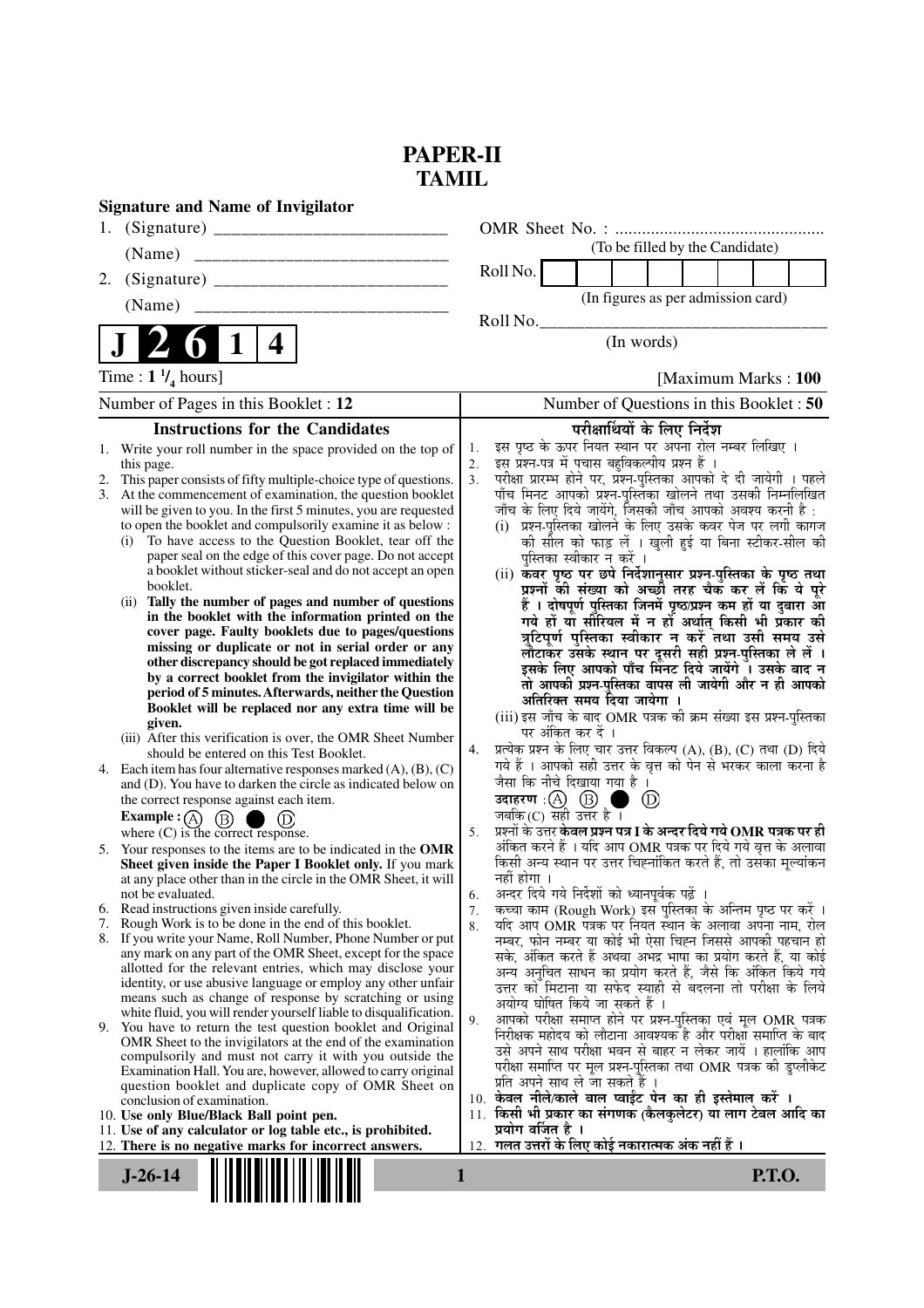# PAPER-II
# TAMIL

**Signature and Name of Invigilator**

1. (Signature) ___________________________

   (Name) ___________________________

2. (Signature) ___________________________

   (Name) ___________________________

OMR Sheet No. : ...............................................

(To be filled by the Candidate)

Roll No. | | | | | | | | |

(In figures as per admission card)

Roll No.________________________________

(In words)

**J 2 6 1 4**

Time : **1 $^1/_4$ hours**] [Maximum Marks : **100**

Number of Pages in this Booklet : **12**

Number of Questions in this Booklet : **50**

## Instructions for the Candidates

1. Write your roll number in the space provided on the top of this page.
2. This paper consists of fifty multiple-choice type of questions.
3. At the commencement of examination, the question booklet will be given to you. In the first 5 minutes, you are requested to open the booklet and compulsorily examine it as below :
   (i) To have access to the Question Booklet, tear off the paper seal on the edge of this cover page. Do not accept a booklet without sticker-seal and do not accept an open booklet.
   (ii) **Tally the number of pages and number of questions in the booklet with the information printed on the cover page. Faulty booklets due to pages/questions missing or duplicate or not in serial order or any other discrepancy should be got replaced immediately by a correct booklet from the invigilator within the period of 5 minutes. Afterwards, neither the Question Booklet will be replaced nor any extra time will be given.**
   (iii) After this verification is over, the OMR Sheet Number should be entered on this Test Booklet.
4. Each item has four alternative responses marked (A), (B), (C) and (D). You have to darken the circle as indicated below on the correct response against each item.
   **Example :** (A) (B) ● (D)
   where (C) is the correct response.
5. Your responses to the items are to be indicated in the **OMR Sheet given inside the Paper I Booklet only.** If you mark at any place other than in the circle in the OMR Sheet, it will not be evaluated.
6. Read instructions given inside carefully.
7. Rough Work is to be done in the end of this booklet.
8. If you write your Name, Roll Number, Phone Number or put any mark on any part of the OMR Sheet, except for the space allotted for the relevant entries, which may disclose your identity, or use abusive language or employ any other unfair means such as change of response by scratching or using white fluid, you will render yourself liable to disqualification.
9. You have to return the test question booklet and Original OMR Sheet to the invigilators at the end of the examination compulsorily and must not carry it with you outside the Examination Hall. You are, however, allowed to carry original question booklet and duplicate copy of OMR Sheet on conclusion of examination.
10. **Use only Blue/Black Ball point pen.**
11. **Use of any calculator or log table etc., is prohibited.**
12. **There is no negative marks for incorrect answers.**

## परीक्षार्थियों के लिए निर्देश

1. इस पृष्ठ के ऊपर नियत स्थान पर अपना रोल नम्बर लिखिए ।
2. इस प्रश्न-पत्र में पचास बहुविकल्पीय प्रश्न हैं ।
3. परीक्षा प्रारम्भ होने पर, प्रश्न-पुस्तिका आपको दे दी जायेगी । पहले पाँच मिनट आपको प्रश्न-पुस्तिका खोलने तथा उसकी निम्नलिखित जाँच के लिए दिये जायेंगे, जिसकी जाँच आपको अवश्य करनी है :
   (i) प्रश्न-पुस्तिका खोलने के लिए उसके कवर पेज पर लगी कागज की सील को फाड़ लें । खुली हुई या बिना स्टीकर-सील की पुस्तिका स्वीकार न करें ।
   (ii) **कवर पृष्ठ पर छपे निर्देशानुसार प्रश्न-पुस्तिका के पृष्ठ तथा प्रश्नों की संख्या को अच्छी तरह चैक कर लें कि ये पूरे हैं । दोषपूर्ण पुस्तिका जिनमें पृष्ठ/प्रश्न कम हों या दुबारा आ गये हों या सीरियल में न हों अर्थात् किसी भी प्रकार की त्रुटिपूर्ण पुस्तिका स्वीकार न करें तथा उसी समय उसे लौटाकर उसके स्थान पर दूसरी सही प्रश्न-पुस्तिका ले लें । इसके लिए आपको पाँच मिनट दिये जायेंगे । उसके बाद न तो आपकी प्रश्न-पुस्तिका वापस ली जायेगी और न ही आपको अतिरिक्त समय दिया जायेगा ।**
   (iii) इस जाँच के बाद OMR पत्रक की क्रम संख्या इस प्रश्न-पुस्तिका पर अंकित कर दें ।
4. प्रत्येक प्रश्न के लिए चार उत्तर विकल्प (A), (B), (C) तथा (D) दिये गये हैं । आपको सही उत्तर के वृत्त को पेन से भरकर काला करना है जैसा कि नीचे दिखाया गया है ।
   **उदाहरण :** (A) (B) ● (D)
   जबकि (C) सही उत्तर है ।
5. प्रश्नों के उत्तर **केवल प्रश्न पत्र I के अन्दर दिये गये OMR पत्रक पर ही** अंकित करने हैं । यदि आप OMR पत्रक पर दिये गये वृत्त के अलावा किसी अन्य स्थान पर उत्तर चिह्नांकित करते हैं, तो उसका मूल्यांकन नहीं होगा ।
6. अन्दर दिये गये निर्देशों को ध्यानपूर्वक पढ़ें ।
7. कच्चा काम (Rough Work) इस पुस्तिका के अन्तिम पृष्ठ पर करें ।
8. यदि आप OMR पत्रक पर नियत स्थान के अलावा अपना नाम, रोल नम्बर, फोन नम्बर या कोई भी ऐसा चिह्न जिससे आपकी पहचान हो सके, अंकित करते हैं अथवा अभद्र भाषा का प्रयोग करते हैं, या कोई अन्य अनुचित साधन का प्रयोग करते हैं, जैसे कि अंकित किये गये उत्तर को मिटाना या सफेद स्याही से बदलना तो परीक्षा के लिये अयोग्य घोषित किये जा सकते हैं ।
9. आपको परीक्षा समाप्त होने पर प्रश्न-पुस्तिका एवं मूल OMR पत्रक निरीक्षक महोदय को लौटाना आवश्यक है और परीक्षा समाप्ति के बाद उसे अपने साथ परीक्षा भवन से बाहर न लेकर जायें । हालांकि आप परीक्षा समाप्ति पर मूल प्रश्न-पुस्तिका तथा OMR पत्रक की डुप्लीकेट प्रति अपने साथ ले जा सकते हैं ।
10. **केवल नीले/काले बाल प्वाईंट पेन का ही इस्तेमाल करें ।**
11. **किसी भी प्रकार का संगणक (कैलकुलेटर) या लाग टेबल आदि का प्रयोग वर्जित है ।**
12. **गलत उत्तरों के लिए कोई नकारात्मक अंक नहीं हैं ।**

J-26-14

P.T.O.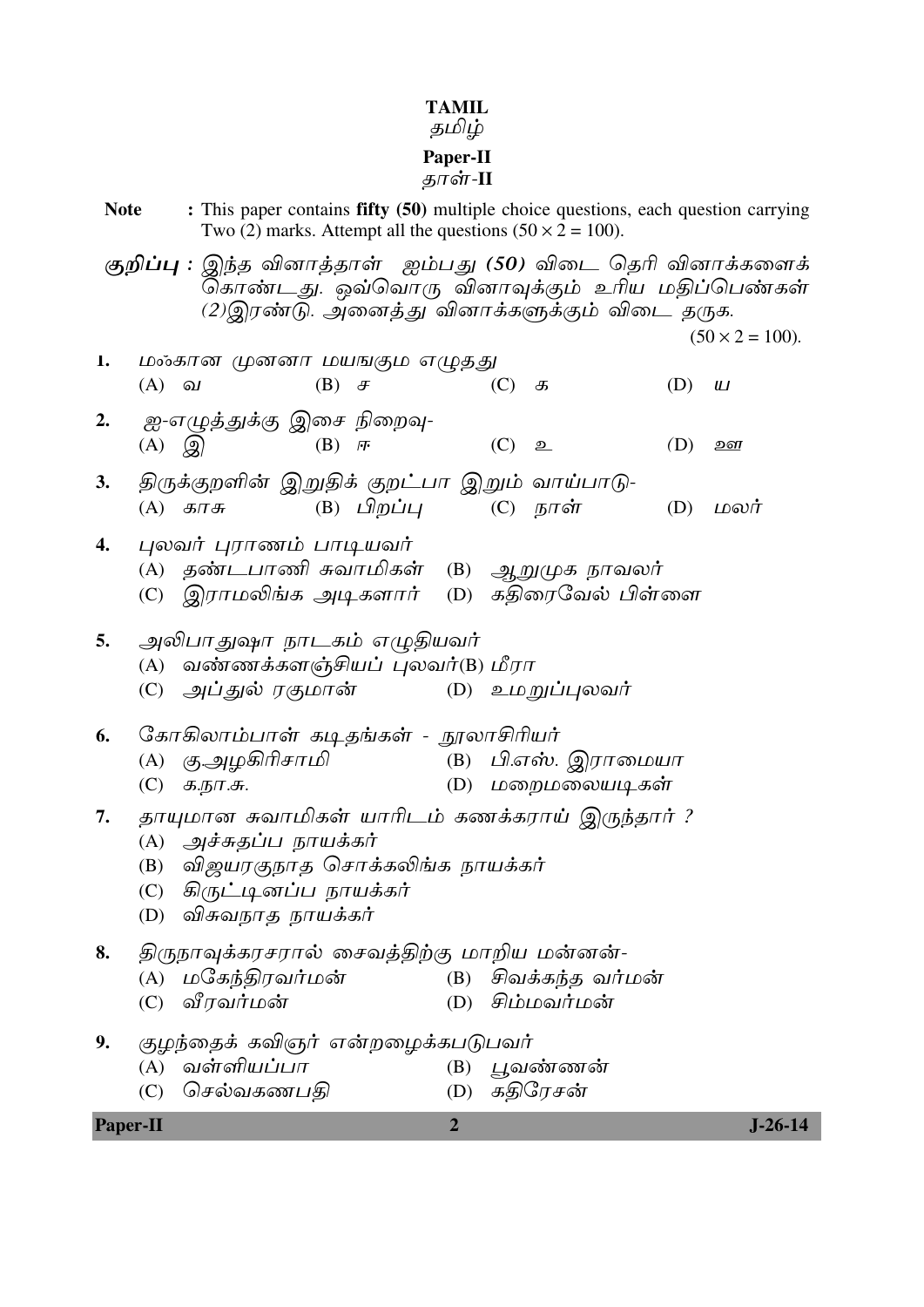# TAMIL
## தமிழ்
### Paper-II
### தாள்-II

**Note** : This paper contains **fifty (50)** multiple choice questions, each question carrying Two (2) marks. Attempt all the questions (50 × 2 = 100).

***குறிப்பு :*** இந்த வினாத்தாள் ஐம்பது *(50)* விடை தெரி வினாக்களைக் கொண்டது. ஒவ்வொரு வினாவுக்கும் உரிய மதிப்பெண்கள் (2)இரண்டு. அனைத்து வினாக்களுக்கும் விடை தருக.

(50 × 2 = 100).

1. மஃகான முனனா மயஙகும எழுதது
   - (A) வ
   - (B) ச
   - (C) க
   - (D) ய

2. ஐ-எழுத்துக்கு இசை நிறைவு-
   - (A) இ
   - (B) ஈ
   - (C) உ
   - (D) ஊ

3. திருக்குறளின் இறுதிக் குறட்பா இறும் வாய்பாடு-
   - (A) காசு
   - (B) பிறப்பு
   - (C) நாள்
   - (D) மலர்

4. புலவர் புராணம் பாடியவர்
   - (A) தண்டபாணி சுவாமிகள்
   - (B) ஆறுமுக நாவலர்
   - (C) இராமலிங்க அடிகளார்
   - (D) கதிரைவேல் பிள்ளை

5. அலிபாதுஷா நாடகம் எழுதியவர்
   - (A) வண்ணக்களஞ்சியப் புலவர்
   - (B) மீரா
   - (C) அப்துல் ரகுமான்
   - (D) உமறுப்புலவர்

6. கோகிலாம்பாள் கடிதங்கள் - நூலாசிரியர்
   - (A) கு.அழகிரிசாமி
   - (B) பி.எஸ். இராமையா
   - (C) க.நா.சு.
   - (D) மறைமலையடிகள்

7. தாயுமான சுவாமிகள் யாரிடம் கணக்கராய் இருந்தார் ?
   - (A) அச்சுதப்ப நாயக்கர்
   - (B) விஜயரகுநாத சொக்கலிங்க நாயக்கர்
   - (C) கிருட்டினப்ப நாயக்கர்
   - (D) விசுவநாத நாயக்கர்

8. திருநாவுக்கரசரால் சைவத்திற்கு மாறிய மன்னன்-
   - (A) மகேந்திரவர்மன்
   - (B) சிவக்கந்த வர்மன்
   - (C) வீரவர்மன்
   - (D) சிம்மவர்மன்

9. குழந்தைக் கவிஞர் என்றழைக்கபடுபவர்
   - (A) வள்ளியப்பா
   - (B) பூவண்ணன்
   - (C) செல்வகணபதி
   - (D) கதிரேசன்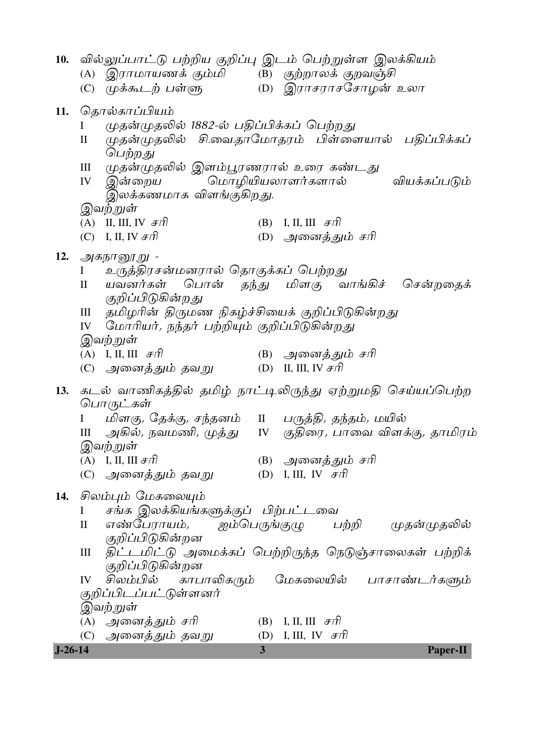10. வில்லுப்பாட்டு பற்றிய குறிப்பு இடம் பெற்றுள்ள இலக்கியம்
   - (A) இராமாயணக் கும்மி
   - (B) குற்றாலக் குறவஞ்சி
   - (C) முக்கூடற் பள்ளு
   - (D) இராசராசசோழன் உலா

11. தொல்காப்பியம்
   - I முதன்முதலில் 1882-ல் பதிப்பிக்கப் பெற்றது
   - II முதன்முதலில் சி.வை.தாமோதரம் பிள்ளையால் பதிப்பிக்கப் பெற்றது
   - III முதன்முதலில் இளம்பூரணரால் உரை கண்டது
   - IV இன்றைய மொழியியலாளர்களால் வியக்கப்படும் இலக்கணமாக விளங்குகிறது.

   இவற்றுள்
   - (A) II, III, IV சரி
   - (B) I, II, III சரி
   - (C) I, II, IV சரி
   - (D) அனைத்தும் சரி

12. அகநானூறு -
   - I உருத்திரசன்மனரால் தொகுக்கப் பெற்றது
   - II யவனர்கள் பொன் தந்து மிளகு வாங்கிச் சென்றதைக் குறிப்பிடுகின்றது
   - III தமிழரின் திருமண நிகழ்ச்சியைக் குறிப்பிடுகின்றது
   - IV மோரியர், நந்தர் பற்றியும் குறிப்பிடுகின்றது

   இவற்றுள்
   - (A) I, II, III சரி
   - (B) அனைத்தும் சரி
   - (C) அனைத்தும் தவறு
   - (D) II, III, IV சரி

13. கடல் வாணிகத்தில் தமிழ் நாட்டிலிருந்து ஏற்றுமதி செய்யப்பெற்ற பொருட்கள்
   - I மிளகு, தேக்கு, சந்தனம்
   - II பருத்தி, தந்தம், மயில்
   - III அகில், நவமணி, முத்து
   - IV குதிரை, பாவை விளக்கு, தாமிரம்

   இவற்றுள்
   - (A) I, II, III சரி
   - (B) அனைத்தும் சரி
   - (C) அனைத்தும் தவறு
   - (D) I, III, IV சரி

14. சிலம்பும் மேகலையும்
   - I சங்க இலக்கியங்களுக்குப் பிற்பட்டவை
   - II எண்பேராயம், ஐம்பெருங்குழு பற்றி முதன்முதலில் குறிப்பிடுகின்றன
   - III திட்டமிட்டு அமைக்கப் பெற்றிருந்த நெடுஞ்சாலைகள் பற்றிக் குறிப்பிடுகின்றன
   - IV சிலம்பில் காபாலிகரும் மேகலையில் பாசாண்டர்களும் குறிப்பிடப்பட்டுள்ளனர்

   இவற்றுள்
   - (A) அனைத்தும் சரி
   - (B) I, II, III சரி
   - (C) அனைத்தும் தவறு
   - (D) I, III, IV சரி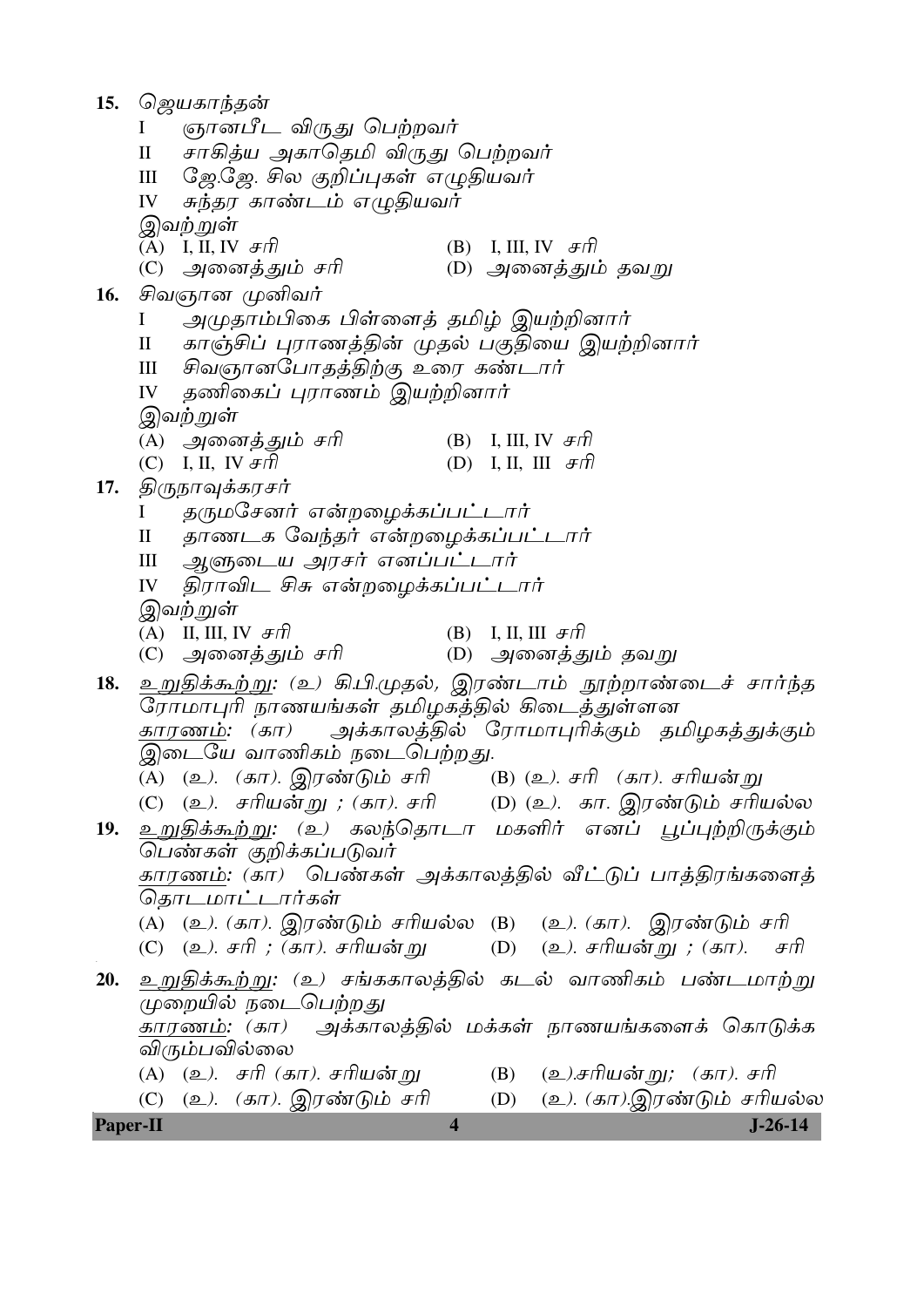15. ஜெயகாந்தன்

I ஞானபீட விருது பெற்றவர்

II சாகித்ய அகாதெமி விருது பெற்றவர்

III ஜே.ஜே. சில குறிப்புகள் எழுதியவர்

IV சுந்தர காண்டம் எழுதியவர்

இவற்றுள்

(A) I, II, IV சரி (B) I, III, IV சரி

(C) அனைத்தும் சரி (D) அனைத்தும் தவறு

16. சிவஞான முனிவர்

I அமுதாம்பிகை பிள்ளைத் தமிழ் இயற்றினார்

II காஞ்சிப் புராணத்தின் முதல் பகுதியை இயற்றினார்

III சிவஞானபோதத்திற்கு உரை கண்டார்

IV தணிகைப் புராணம் இயற்றினார்

இவற்றுள்

(A) அனைத்தும் சரி (B) I, III, IV சரி

(C) I, II, IV சரி (D) I, II, III சரி

17. திருநாவுக்கரசர்

I தருமசேனர் என்றழைக்கப்பட்டார்

II தாணடக வேந்தர் என்றழைக்கப்பட்டார்

III ஆளுடைய அரசர் எனப்பட்டார்

IV திராவிட சிசு என்றழைக்கப்பட்டார்

இவற்றுள்

(A) II, III, IV சரி (B) I, II, III சரி

(C) அனைத்தும் சரி (D) அனைத்தும் தவறு

18. <u>உறுதிக்கூற்று</u>: (உ) கி.பி.முதல், இரண்டாம் நூற்றாண்டைச் சார்ந்த ரோமாபுரி நாணயங்கள் தமிழகத்தில் கிடைத்துள்ளன

<u>காரணம்</u>: (கா) அக்காலத்தில் ரோமாபுரிக்கும் தமிழகத்துக்கும் இடையே வாணிகம் நடைபெற்றது.

(A) (உ). (கா). இரண்டும் சரி (B) (உ). சரி (கா). சரியன்று

(C) (உ). சரியன்று ; (கா). சரி (D) (உ). கா. இரண்டும் சரியல்ல

19. <u>உறுதிக்கூற்று</u>: (உ) கலந்தொடா மகளிர் எனப் பூப்புற்றிருக்கும் பெண்கள் குறிக்கப்படுவர்

<u>காரணம்</u>: (கா) பெண்கள் அக்காலத்தில் வீட்டுப் பாத்திரங்களைத் தொடமாட்டார்கள்

(A) (உ). (கா). இரண்டும் சரியல்ல (B) (உ). (கா). இரண்டும் சரி

(C) (உ). சரி ; (கா). சரியன்று (D) (உ). சரியன்று ; (கா). சரி

20. <u>உறுதிக்கூற்று</u>: (உ) சங்ககாலத்தில் கடல் வாணிகம் பண்டமாற்று முறையில் நடைபெற்றது

<u>காரணம்</u>: (கா) அக்காலத்தில் மக்கள் நாணயங்களைக் கொடுக்க விரும்பவில்லை

(A) (உ). சரி (கா). சரியன்று (B) (உ).சரியன்று; (கா). சரி

(C) (உ). (கா). இரண்டும் சரி (D) (உ). (கா).இரண்டும் சரியல்ல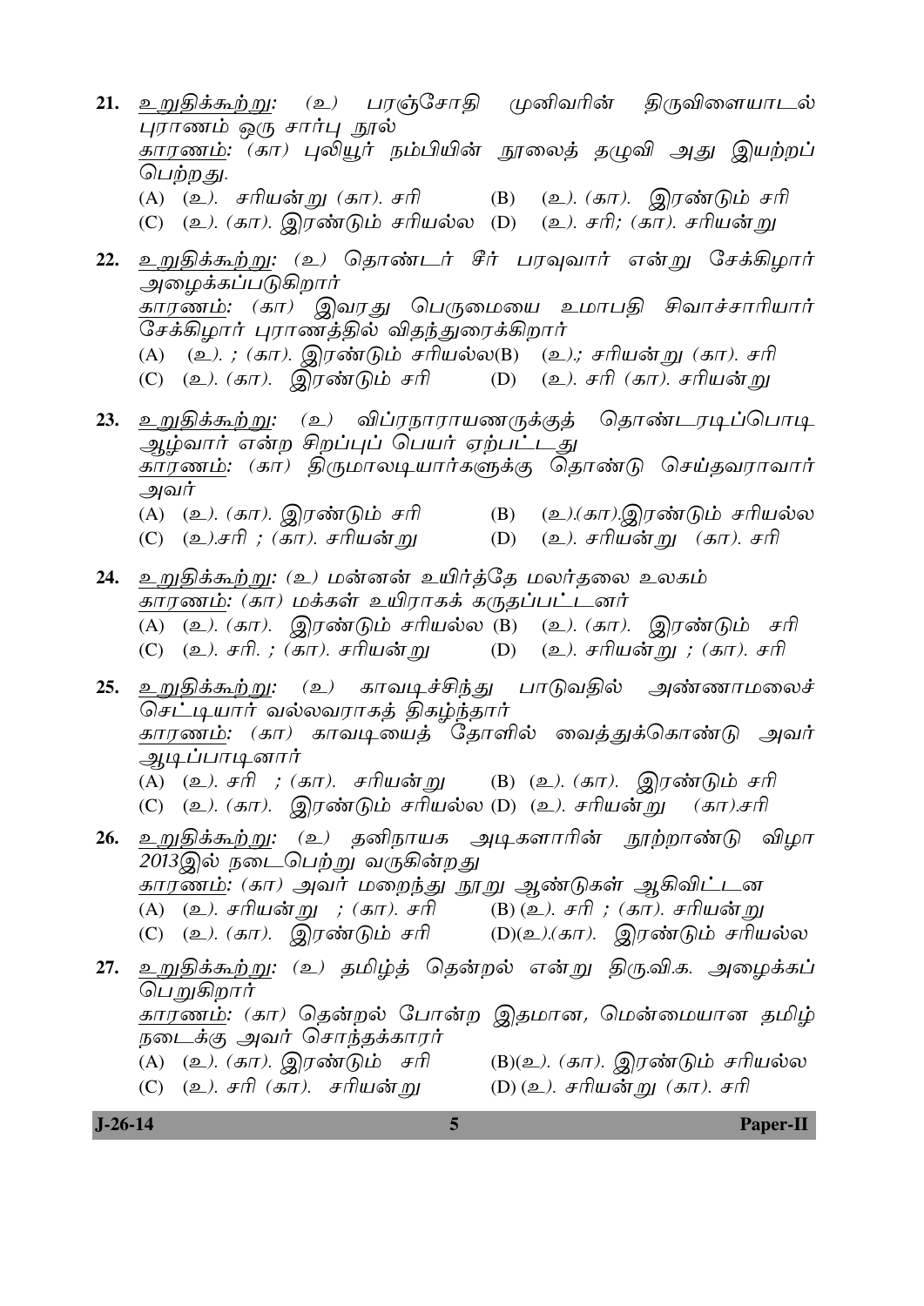21. <u>உறுதிக்கூற்று:</u> *(உ) பரஞ்சோதி முனிவரின் திருவிளையாடல் புராணம் ஒரு சார்பு நூல்*
<u>காரணம்:</u> *(கா) புலியூர் நம்பியின் நூலைத் தழுவி அது இயற்றப் பெற்றது.*
(A) *(உ). சரியன்று (கா). சரி* (B) *(உ). (கா). இரண்டும் சரி*
(C) *(உ). (கா). இரண்டும் சரியல்ல* (D) *(உ). சரி; (கா). சரியன்று*

22. <u>உறுதிக்கூற்று:</u> *(உ) தொண்டர் சீர் பரவுவார் என்று சேக்கிழார் அழைக்கப்படுகிறார்*
<u>காரணம்:</u> *(கா) இவரது பெருமையை உமாபதி சிவாச்சாரியார் சேக்கிழார் புராணத்தில் விதந்துரைக்கிறார்*
(A) *(உ). ; (கா). இரண்டும் சரியல்ல* (B) *(உ).; சரியன்று (கா). சரி*
(C) *(உ). (கா). இரண்டும் சரி* (D) *(உ). சரி (கா). சரியன்று*

23. <u>உறுதிக்கூற்று:</u> *(உ) விப்ரநாராயணருக்குத் தொண்டரடிப்பொடி ஆழ்வார் என்ற சிறப்புப் பெயர் ஏற்பட்டது*
<u>காரணம்:</u> *(கா) திருமாலடியார்களுக்கு தொண்டு செய்தவராவார் அவர்*
(A) *(உ). (கா). இரண்டும் சரி* (B) *(உ).(கா).இரண்டும் சரியல்ல*
(C) *(உ).சரி ; (கா). சரியன்று* (D) *(உ). சரியன்று (கா). சரி*

24. <u>உறுதிக்கூற்று:</u> *(உ) மன்னன் உயிர்த்தே மலர்தலை உலகம்*
<u>காரணம்:</u> *(கா) மக்கள் உயிராகக் கருதப்பட்டனர்*
(A) *(உ). (கா). இரண்டும் சரியல்ல* (B) *(உ). (கா). இரண்டும் சரி*
(C) *(உ). சரி. ; (கா). சரியன்று* (D) *(உ). சரியன்று ; (கா). சரி*

25. <u>உறுதிக்கூற்று:</u> *(உ) காவடிச்சிந்து பாடுவதில் அண்ணாமலைச் செட்டியார் வல்லவராகத் திகழ்ந்தார்*
<u>காரணம்:</u> *(கா) காவடியைத் தோளில் வைத்துக்கொண்டு அவர் ஆடிப்பாடினார்*
(A) *(உ). சரி ; (கா). சரியன்று* (B) *(உ). (கா). இரண்டும் சரி*
(C) *(உ). (கா). இரண்டும் சரியல்ல* (D) *(உ). சரியன்று (கா).சரி*

26. <u>உறுதிக்கூற்று:</u> *(உ) தனிநாயக அடிகளாரின் நூற்றாண்டு விழா 2013இல் நடைபெற்று வருகின்றது*
<u>காரணம்:</u> *(கா) அவர் மறைந்து நூறு ஆண்டுகள் ஆகிவிட்டன*
(A) *(உ). சரியன்று ; (கா). சரி* (B) *(உ). சரி ; (கா). சரியன்று*
(C) *(உ). (கா). இரண்டும் சரி* (D) *(உ).(கா). இரண்டும் சரியல்ல*

27. <u>உறுதிக்கூற்று:</u> *(உ) தமிழ்த் தென்றல் என்று திரு.வி.க. அழைக்கப் பெறுகிறார்*
<u>காரணம்:</u> *(கா) தென்றல் போன்ற இதமான, மென்மையான தமிழ் நடைக்கு அவர் சொந்தக்காரர்*
(A) *(உ). (கா). இரண்டும் சரி* (B) *(உ). (கா). இரண்டும் சரியல்ல*
(C) *(உ). சரி (கா). சரியன்று* (D) *(உ). சரியன்று (கா). சரி*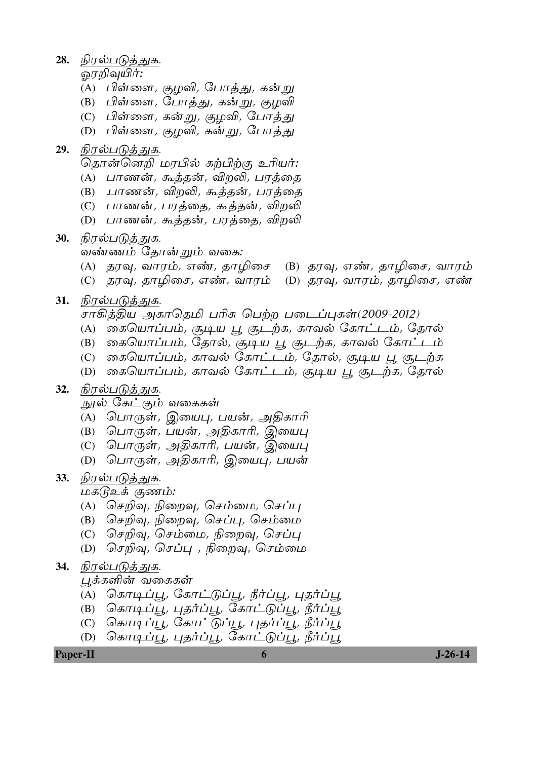28. <u>நிரல்படுத்துக.</u>
*ஓரறிவுயிர்:*
   (A) *பிள்ளை, குழவி, போத்து, கன்று*
   (B) *பிள்ளை, போத்து, கன்று, குழவி*
   (C) *பிள்ளை, கன்று, குழவி, போத்து*
   (D) *பிள்ளை, குழவி, கன்று, போத்து*

29. <u>நிரல்படுத்துக.</u>
*தொன்னெறி மரபில் கற்பிற்கு உரியர்:*
   (A) *பாணன், கூத்தன், விறலி, பரத்தை*
   (B) *.பாணன், விறலி, கூத்தன், பரத்தை*
   (C) *பாணன், பரத்தை, கூத்தன், விறலி*
   (D) *பாணன், கூத்தன், பரத்தை, விறலி*

30. <u>நிரல்படுத்துக.</u>
*வண்ணம் தோன்றும் வகை:*
   (A) *தரவு, வாரம், எண், தாழிசை*
   (B) *தரவு, எண், தாழிசை, வாரம்*
   (C) *தரவு, தாழிசை, எண், வாரம்*
   (D) *தரவு, வாரம், தாழிசை, எண்*

31. <u>நிரல்படுத்துக.</u>
*சாகித்திய அகாதெமி பரிசு பெற்ற படைப்புகள்(2009-2012)*
   (A) *கையொப்பம், சூடிய பூ சூடற்க, காவல் கோட்டம், தோல்*
   (B) *கையொப்பம், தோல், சூடிய பூ சூடற்க, காவல் கோட்டம்*
   (C) *கையொப்பம், காவல் கோட்டம், தோல், சூடிய பூ சூடற்க*
   (D) *கையொப்பம், காவல் கோட்டம், சூடிய பூ சூடற்க, தோல்*

32. <u>நிரல்படுத்துக.</u>
*நூல் கேட்கும் வகைகள்*
   (A) *பொருள், இயைபு, பயன், அதிகாரி*
   (B) *பொருள், பயன், அதிகாரி, இயைபு*
   (C) *பொருள், அதிகாரி, பயன், இயைபு*
   (D) *பொருள், அதிகாரி, இயைபு, பயன்*

33. <u>நிரல்படுத்துக.</u>
*மகடூஉக் குணம்:*
   (A) *செறிவு, நிறைவு, செம்மை, செப்பு*
   (B) *செறிவு, நிறைவு, செப்பு, செம்மை*
   (C) *செறிவு, செம்மை, நிறைவு, செப்பு*
   (D) *செறிவு, செப்பு , நிறைவு, செம்மை*

34. <u>நிரல்படுத்துக.</u>
*பூக்களின் வகைகள்*
   (A) *கொடிப்பூ, கோட்டுப்பூ, நீர்ப்பூ, புதர்ப்பூ*
   (B) *கொடிப்பூ, புதர்ப்பூ, கோட்டுப்பூ, நீர்ப்பூ*
   (C) *கொடிப்பூ, கோட்டுப்பூ, புதர்ப்பூ, நீர்ப்பூ*
   (D) *கொடிப்பூ, புதர்ப்பூ, கோட்டுப்பூ, நீர்ப்பூ*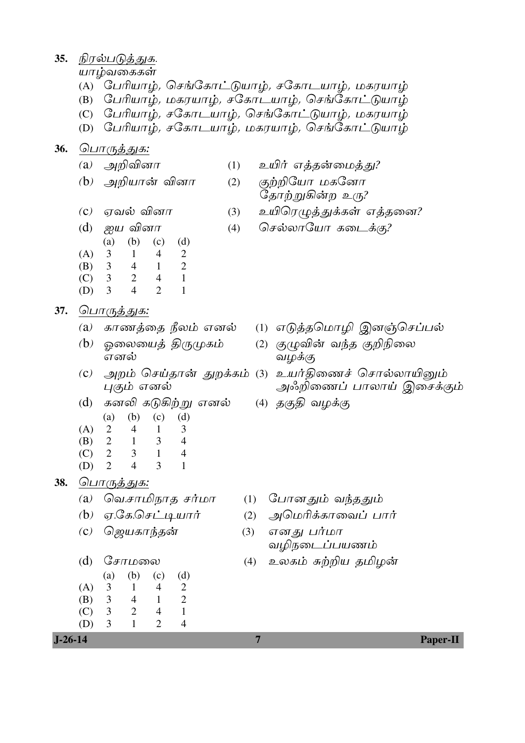**35.** <u>நிரல்படுத்துக.</u>

யாழ்வகைகள்

(A) பேரியாழ், செங்கோட்டுயாழ், சகோடயாழ், மகரயாழ்

(B) பேரியாழ், மகரயாழ், சகோடயாழ், செங்கோட்டுயாழ்

(C) பேரியாழ், சகோடயாழ், செங்கோட்டுயாழ், மகரயாழ்

(D) பேரியாழ், சகோடயாழ், மகரயாழ், செங்கோட்டுயாழ்

**36.** <u>பொருத்துக:</u>

(a) அறிவினா — (1) உயிர் எத்தன்மைத்து?

(b) அறியான் வினா — (2) குற்றியோ மகனோ தோற்றுகின்ற உரு?

(c) ஏவல் வினா — (3) உயிரெழுத்துக்கள் எத்தனை?

(d) ஐய வினா — (4) செல்லாயோ கடைக்கு?

| | (a) | (b) | (c) | (d) |
|---|---|---|---|---|
| (A) | 3 | 1 | 4 | 2 |
| (B) | 3 | 4 | 1 | 2 |
| (C) | 3 | 2 | 4 | 1 |
| (D) | 3 | 4 | 2 | 1 |

**37.** <u>பொருத்துக:</u>

(a) காணத்தை நீலம் எனல் — (1) எடுத்தமொழி இனஞ்செப்பல்

(b) ஓலையைத் திருமுகம் எனல் — (2) குழுவின் வந்த குறிநிலை வழக்கு

(c) அறம் செய்தான் துறக்கம் புகும் எனல் — (3) உயர்திணைச் சொல்லாயினும் அஃறிணைப் பாலாய் இசைக்கும்

(d) கனலி கடுகிற்று எனல் — (4) தகுதி வழக்கு

| | (a) | (b) | (c) | (d) |
|---|---|---|---|---|
| (A) | 2 | 4 | 1 | 3 |
| (B) | 2 | 1 | 3 | 4 |
| (C) | 2 | 3 | 1 | 4 |
| (D) | 2 | 4 | 3 | 1 |

**38.** <u>பொருத்துக:</u>

(a) வெ.சாமிநாத சர்மா — (1) போனதும் வந்ததும்

(b) ஏ.கே.செட்டியார் — (2) அமெரிக்காவைப் பார்

(c) ஜெயகாந்தன் — (3) எனது பர்மா வழிநடைப்பயணம்

(d) சோமலை — (4) உலகம் சுற்றிய தமிழன்

| | (a) | (b) | (c) | (d) |
|---|---|---|---|---|
| (A) | 3 | 1 | 4 | 2 |
| (B) | 3 | 4 | 1 | 2 |
| (C) | 3 | 2 | 4 | 1 |
| (D) | 3 | 1 | 2 | 4 |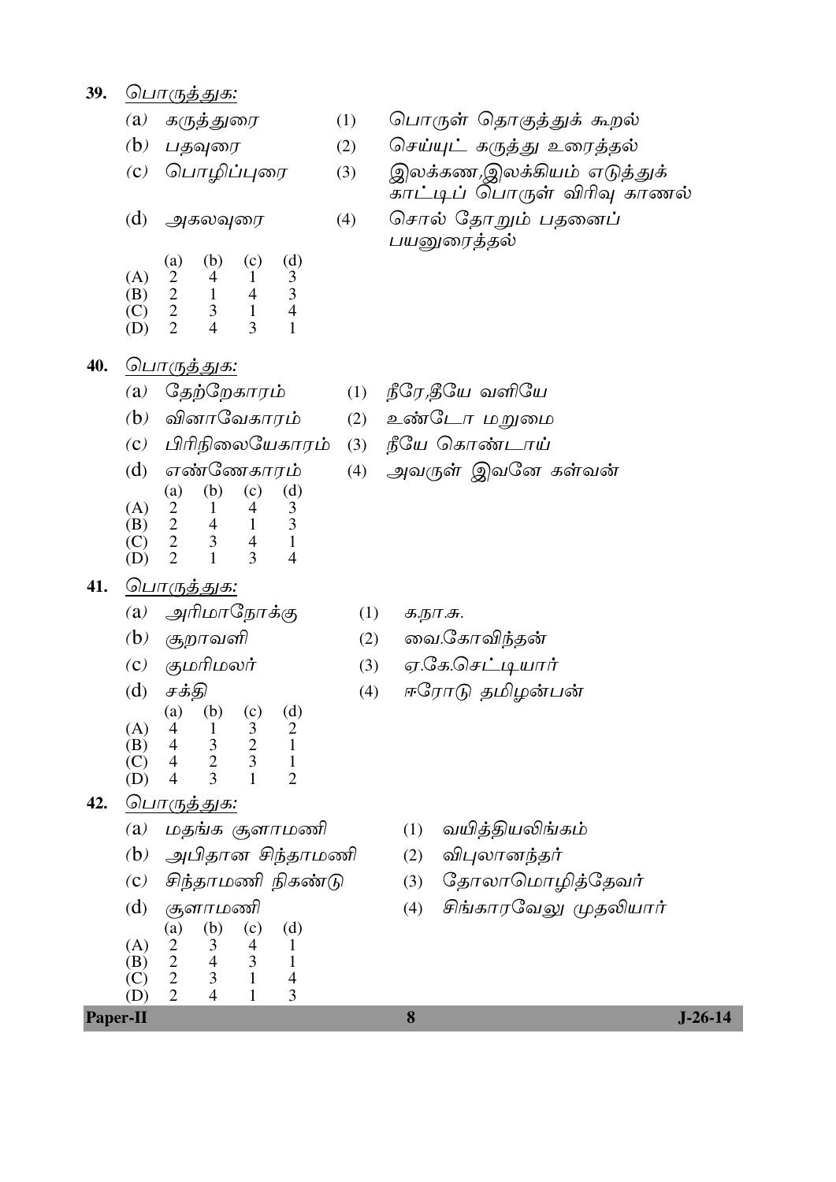**39.** பொருத்துக:

(a) கருத்துரை (1) பொருள் தொகுத்துக் கூறல்

(b) பதவுரை (2) செய்யுட் கருத்து உரைத்தல்

(c) பொழிப்புரை (3) இலக்கண,இலக்கியம் எடுத்துக் காட்டிப் பொருள் விரிவு காணல்

(d) அகலவுரை (4) சொல் தோறும் பதனைப் பயனுரைத்தல்

| | (a) | (b) | (c) | (d) |
|---|---|---|---|---|
| (A) | 2 | 4 | 1 | 3 |
| (B) | 2 | 1 | 4 | 3 |
| (C) | 2 | 3 | 1 | 4 |
| (D) | 2 | 4 | 3 | 1 |

**40.** பொருத்துக:

(a) தேற்றேகாரம் (1) நீரே,தீயே வளியே

(b) வினாவேகாரம் (2) உண்டோ மறுமை

(c) பிரிநிலையேகாரம் (3) நீயே கொண்டாய்

(d) எண்ணேகாரம் (4) அவருள் இவனே கள்வன்

| | (a) | (b) | (c) | (d) |
|---|---|---|---|---|
| (A) | 2 | 1 | 4 | 3 |
| (B) | 2 | 4 | 1 | 3 |
| (C) | 2 | 3 | 4 | 1 |
| (D) | 2 | 1 | 3 | 4 |

**41.** பொருத்துக:

(a) அரிமாநோக்கு (1) க.நா.சு.

(b) சூறாவளி (2) வை.கோவிந்தன்

(c) குமரிமலர் (3) ஏ.கே.செட்டியார்

(d) சக்தி (4) ஈரோடு தமிழன்பன்

| | (a) | (b) | (c) | (d) |
|---|---|---|---|---|
| (A) | 4 | 1 | 3 | 2 |
| (B) | 4 | 3 | 2 | 1 |
| (C) | 4 | 2 | 3 | 1 |
| (D) | 4 | 3 | 1 | 2 |

**42.** பொருத்துக:

(a) மதங்க சூளாமணி (1) வயித்தியலிங்கம்

(b) அபிதான சிந்தாமணி (2) விபுலானந்தர்

(c) சிந்தாமணி நிகண்டு (3) தோலாமொழித்தேவர்

(d) சூளாமணி (4) சிங்காரவேலு முதலியார்

| | (a) | (b) | (c) | (d) |
|---|---|---|---|---|
| (A) | 2 | 3 | 4 | 1 |
| (B) | 2 | 4 | 3 | 1 |
| (C) | 2 | 3 | 1 | 4 |
| (D) | 2 | 4 | 1 | 3 |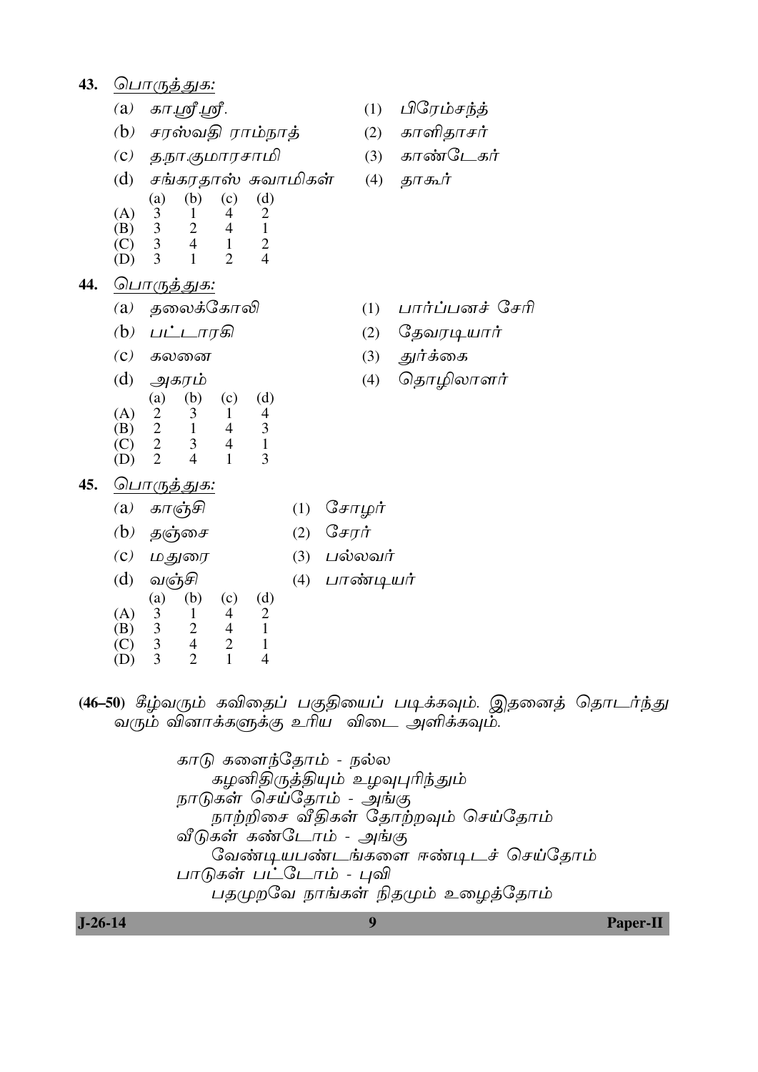43. பொருத்துக:

(a) கா.ஸ்ரீ.ஸ்ரீ. (1) பிரேம்சந்த்

(b) சரஸ்வதி ராம்நாத் (2) காளிதாசர்

(c) த.நா.குமாரசாமி (3) காண்டேகர்

(d) சங்கரதாஸ் சுவாமிகள் (4) தாகூர்

| | (a) | (b) | (c) | (d) |
|---|---|---|---|---|
| (A) | 3 | 1 | 4 | 2 |
| (B) | 3 | 2 | 4 | 1 |
| (C) | 3 | 4 | 1 | 2 |
| (D) | 3 | 1 | 2 | 4 |

44. பொருத்துக:

(a) தலைக்கோலி (1) பார்ப்பனச் சேரி

(b) பட்டாரகி (2) தேவரடியார்

(c) கலனை (3) துர்க்கை

(d) அகரம் (4) தொழிலாளர்

| | (a) | (b) | (c) | (d) |
|---|---|---|---|---|
| (A) | 2 | 3 | 1 | 4 |
| (B) | 2 | 1 | 4 | 3 |
| (C) | 2 | 3 | 4 | 1 |
| (D) | 2 | 4 | 1 | 3 |

45. பொருத்துக:

(a) காஞ்சி (1) சோழர்

(b) தஞ்சை (2) சேரர்

(c) மதுரை (3) பல்லவர்

(d) வஞ்சி (4) பாண்டியர்

| | (a) | (b) | (c) | (d) |
|---|---|---|---|---|
| (A) | 3 | 1 | 4 | 2 |
| (B) | 3 | 2 | 4 | 1 |
| (C) | 3 | 4 | 2 | 1 |
| (D) | 3 | 2 | 1 | 4 |

**(46–50)** கீழ்வரும் கவிதைப் பகுதியைப் படிக்கவும். இதனைத் தொடர்ந்து வரும் வினாக்களுக்கு உரிய விடை அளிக்கவும்.

காடு களைந்தோம் - நல்ல
கழனிதிருத்தியும் உழவுபுரிந்தும்
நாடுகள் செய்தோம் - அங்கு
நாற்றிசை வீதிகள் தோற்றவும் செய்தோம்
வீடுகள் கண்டோம் - அங்கு
வேண்டியபண்டங்களை ஈண்டிடச் செய்தோம்
பாடுகள் பட்டோம் - புவி
பதமுறவே நாங்கள் நிதமும் உழைத்தோம்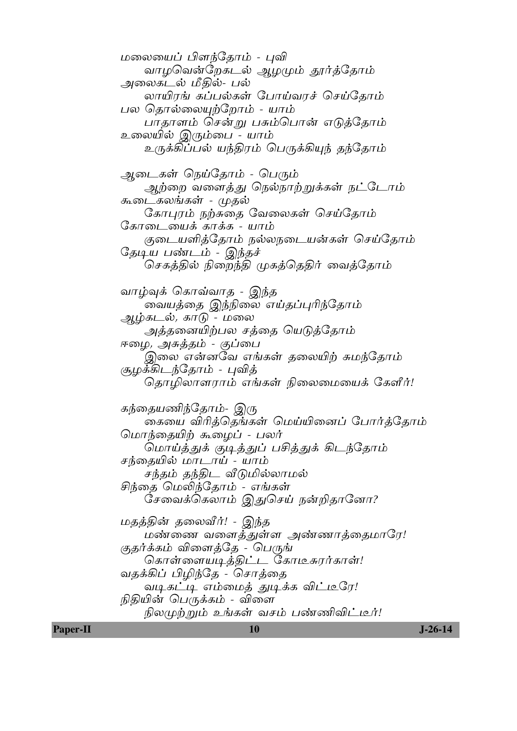*மலையைப் பிளந்தோம் - புவி*
*வாழவென்றேகடல் ஆழமும் தூர்த்தோம்*
*அலைகடல் மீதில்- பல்*
*லாயிரங் கப்பல்கள் போய்வரச் செய்தோம்*
*பல தொல்லையுற்றோம் - யாம்*
*பாதாளம் சென்று பசும்பொன் எடுத்தோம்*
*உலையில் இரும்பை - யாம்*
*உருக்கிப்பல் யந்திரம் பெருக்கியுந் தந்தோம்*

*ஆடைகள் நெய்தோம் - பெரும்*
*ஆற்றை வளைத்து நெல்நாற்றுக்கள் நட்டோம்*
*கூடைகலங்கள் - முதல்*
*கோபுரம் நற்சுதை வேலைகள் செய்தோம்*
*கோடையைக் காக்க - யாம்*
*குடையளித்தோம் நல்லநடையன்கள் செய்தோம்*
*தேடிய பண்டம் - இந்தச்*
*செகத்தில் நிறைந்தி முகத்தெதிர் வைத்தோம்*

*வாழ்வுக் கொவ்வாத - இந்த*
*வையத்தை இந்நிலை எய்தப்புரிந்தோம்*
*ஆழ்கடல், காடு - மலை*
*அத்தனையிற்பல சத்தை யெடுத்தோம்*
*ஈழை, அசுத்தம் - குப்பை*
*இலை என்னவே எங்கள் தலையிற் சுமந்தோம்*
*சூழக்கிடந்தோம் - புவித்*
*தொழிலாளராம் எங்கள் நிலைமையைக் கேளீர்!*

*கந்தையணிந்தோம்- இரு*
*கையை விரித்தெங்கள் மெய்யினைப் போர்த்தோம்*
*மொந்தையிற் கூழைப் - பலர்*
*மொய்த்துக் குடித்துப் பசித்துக் கிடந்தோம்*
*சந்தையில் மாடாய் - யாம்*
*சந்தம் தந்திட வீடுமில்லாமல்*
*சிந்தை மெலிந்தோம் - எங்கள்*
*சேவைக்கெலாம் இதுசெய் நன்றிதானோ?*

*மதத்தின் தலைவீர்! - இந்த*
*மண்ணை வளைத்துள்ள அண்ணாத்தைமாரே!*
*குதர்க்கம் விளைத்தே - பெருங்*
*கொள்ளையடித்திட்ட கோடீசுரர்காள்!*
*வதக்கிப் பிழிந்தே - சொத்தை*
*வடிகட்டி எம்மைத் துடிக்க விட்டீரே!*
*நிதியின் பெருக்கம் - விளை*
*நிலமுற்றும் உங்கள் வசம் பண்ணிவிட்டீர்!*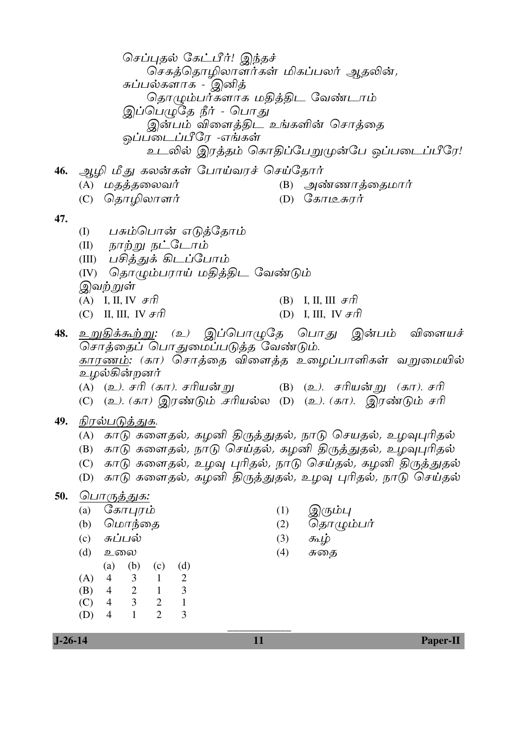செப்புதல் கேட்பீர்! இந்தச்
　　செகத்தொழிலாளர்கள் மிகப்பலர் ஆதலின்,
சுப்பல்களாக - இனித்
　　தொழும்பர்களாக மதித்திட வேண்டாம்
இப்பெழுதே நீர் - பொது
　　இன்பம் விளைத்திட உங்களின் சொத்தை
ஒப்படைப்பீரே -எங்கள்
　　உடலில் இரத்தம் கொதிப்பேறுமுன்பே ஒப்படைப்பீரே!

**46.** ஆழி மீது கலன்கள் போய்வரச் செய்தோர்

(A) மதத்தலைவர்　　(B) அண்ணாத்தைமார்
(C) தொழிலாளர்　　(D) கோடீசுரர்

**47.**

(I) பசும்பொன் எடுத்தோம்
(II) நாற்று நட்டோம்
(III) பசித்துக் கிடப்போம்
(IV) தொழும்பராய் மதித்திட வேண்டும்

இவற்றுள்

(A) I, II, IV சரி　　(B) I, II, III சரி
(C) II, III, IV சரி　　(D) I, III, IV சரி

**48.** <u>உறுதிக்கூற்று</u>: (உ) இப்பொழுதே பொது இன்பம் விளையச் சொத்தைப் பொதுமைப்படுத்த வேண்டும்.
<u>காரணம்</u>: (கா) சொத்தை விளைத்த உழைப்பாளிகள் வறுமையில் உழல்கின்றனர்

(A) (உ). சரி (கா). சரியன்று　　(B) (உ). சரியன்று (கா). சரி
(C) (உ). (கா) இரண்டும் .சரியல்ல　　(D) (உ). (கா). இரண்டும் சரி

**49.** <u>நிரல்படுத்துக.</u>

(A) காடு களைதல், கழனி திருத்துதல், நாடு செயதல், உழவுபுரிதல்
(B) காடு களைதல், நாடு செய்தல், கழனி திருத்துதல், உழவுபுரிதல்
(C) காடு களைதல், உழவு புரிதல், நாடு செய்தல், கழனி திருத்துதல்
(D) காடு களைதல், கழனி திருத்துதல், உழவு புரிதல், நாடு செய்தல்

**50.** <u>பொருத்துக:</u>

(a) கோபுரம்　　(1) இரும்பு
(b) மொந்தை　　(2) தொழும்பர்
(c) சுப்பல்　　(3) கூழ்
(d) உலை　　(4) சுதை

| | (a) | (b) | (c) | (d) |
|---|---|---|---|---|
| (A) | 4 | 3 | 1 | 2 |
| (B) | 4 | 2 | 1 | 3 |
| (C) | 4 | 3 | 2 | 1 |
| (D) | 4 | 1 | 2 | 3 |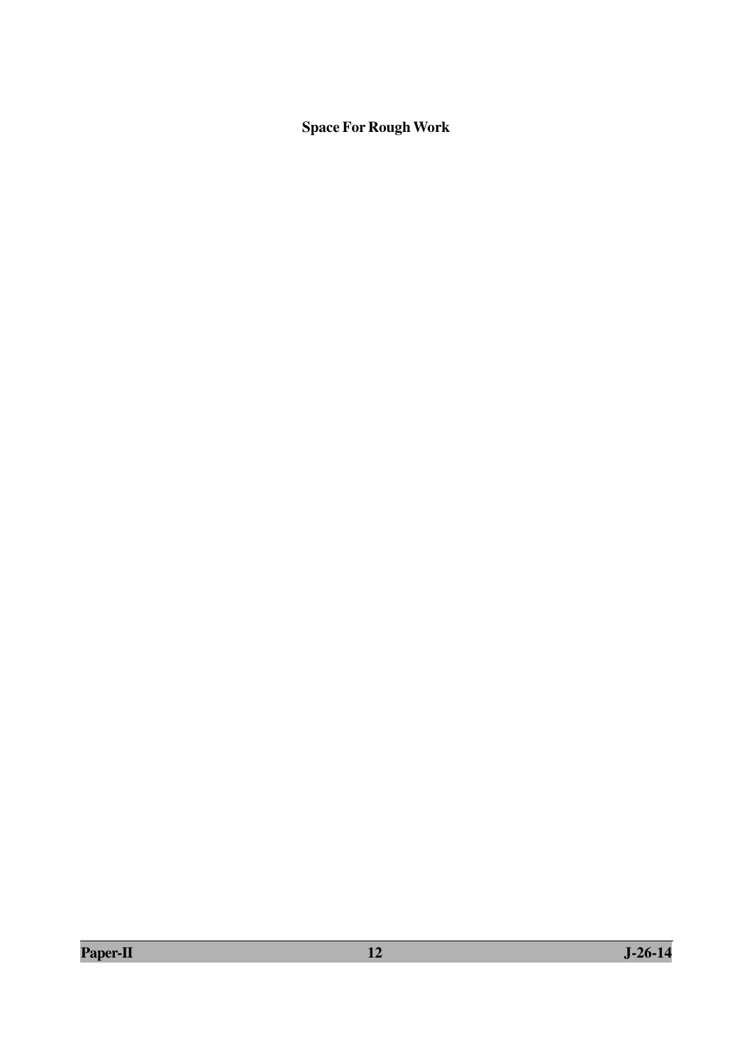**Space For Rough Work**